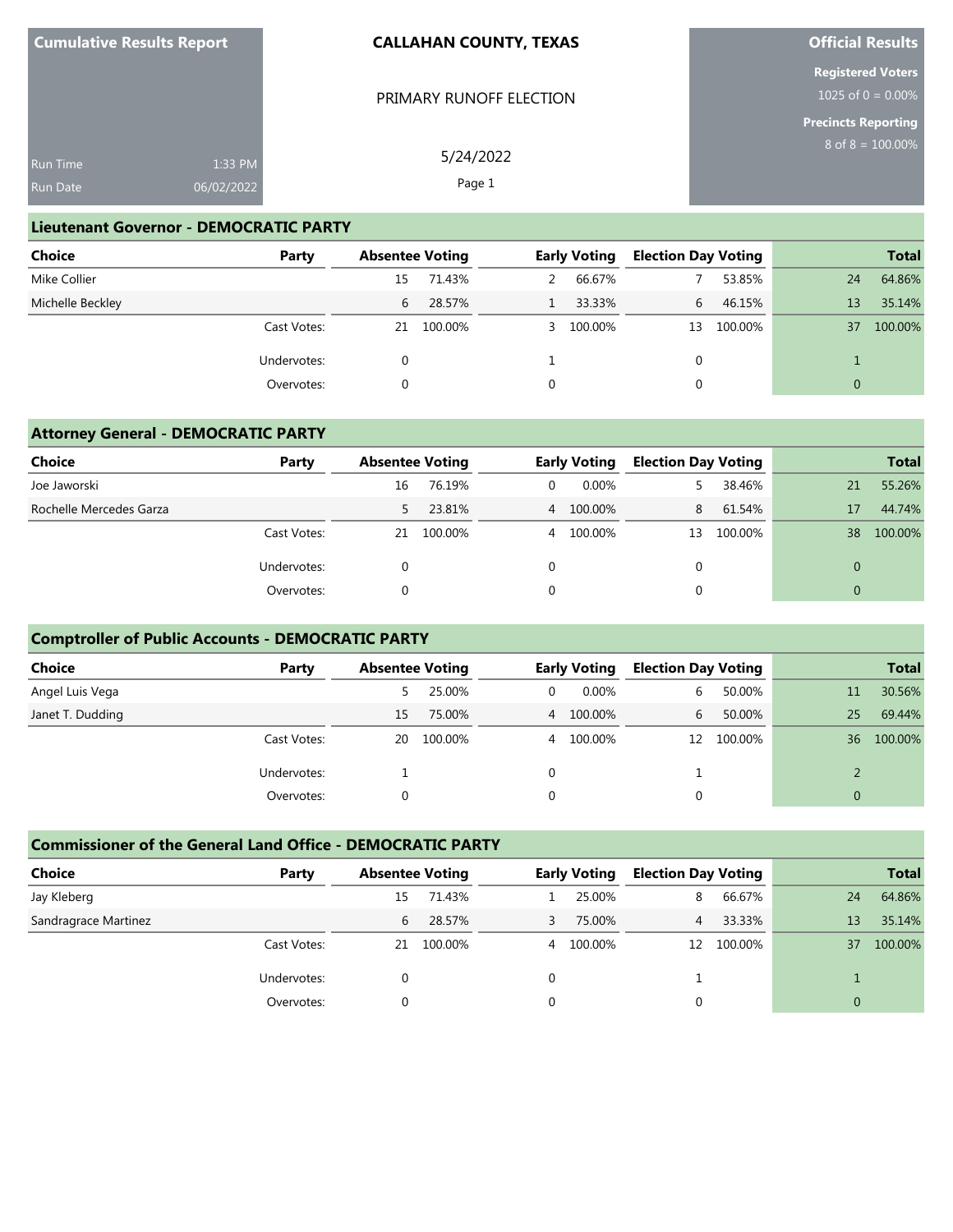**Cumulative Results Report**

Run Time 1:33 PM
Run Date 06/02/2022

**CALLAHAN COUNTY, TEXAS**

PRIMARY RUNOFF ELECTION

5/24/2022

**Official Results**

**Registered Voters**
1025 of 0 = 0.00%

**Precincts Reporting**
8 of 8 = 100.00%

## Lieutenant Governor - DEMOCRATIC PARTY

| Choice | Party | Absentee Voting | | Early Voting | | Election Day Voting | | Total | |
|---|---|---|---|---|---|---|---|---|---|
| Mike Collier | | 15 | 71.43% | 2 | 66.67% | 7 | 53.85% | 24 | 64.86% |
| Michelle Beckley | | 6 | 28.57% | 1 | 33.33% | 6 | 46.15% | 13 | 35.14% |
| | Cast Votes: | 21 | 100.00% | 3 | 100.00% | 13 | 100.00% | 37 | 100.00% |
| | Undervotes: | 0 | | 1 | | 0 | | 1 | |
| | Overvotes: | 0 | | 0 | | 0 | | 0 | |

## Attorney General - DEMOCRATIC PARTY

| Choice | Party | Absentee Voting | | Early Voting | | Election Day Voting | | Total | |
|---|---|---|---|---|---|---|---|---|---|
| Joe Jaworski | | 16 | 76.19% | 0 | 0.00% | 5 | 38.46% | 21 | 55.26% |
| Rochelle Mercedes Garza | | 5 | 23.81% | 4 | 100.00% | 8 | 61.54% | 17 | 44.74% |
| | Cast Votes: | 21 | 100.00% | 4 | 100.00% | 13 | 100.00% | 38 | 100.00% |
| | Undervotes: | 0 | | 0 | | 0 | | 0 | |
| | Overvotes: | 0 | | 0 | | 0 | | 0 | |

## Comptroller of Public Accounts - DEMOCRATIC PARTY

| Choice | Party | Absentee Voting | | Early Voting | | Election Day Voting | | Total | |
|---|---|---|---|---|---|---|---|---|---|
| Angel Luis Vega | | 5 | 25.00% | 0 | 0.00% | 6 | 50.00% | 11 | 30.56% |
| Janet T. Dudding | | 15 | 75.00% | 4 | 100.00% | 6 | 50.00% | 25 | 69.44% |
| | Cast Votes: | 20 | 100.00% | 4 | 100.00% | 12 | 100.00% | 36 | 100.00% |
| | Undervotes: | 1 | | 0 | | 1 | | 2 | |
| | Overvotes: | 0 | | 0 | | 0 | | 0 | |

## Commissioner of the General Land Office - DEMOCRATIC PARTY

| Choice | Party | Absentee Voting | | Early Voting | | Election Day Voting | | Total | |
|---|---|---|---|---|---|---|---|---|---|
| Jay Kleberg | | 15 | 71.43% | 1 | 25.00% | 8 | 66.67% | 24 | 64.86% |
| Sandragrace Martinez | | 6 | 28.57% | 3 | 75.00% | 4 | 33.33% | 13 | 35.14% |
| | Cast Votes: | 21 | 100.00% | 4 | 100.00% | 12 | 100.00% | 37 | 100.00% |
| | Undervotes: | 0 | | 0 | | 1 | | 1 | |
| | Overvotes: | 0 | | 0 | | 0 | | 0 | |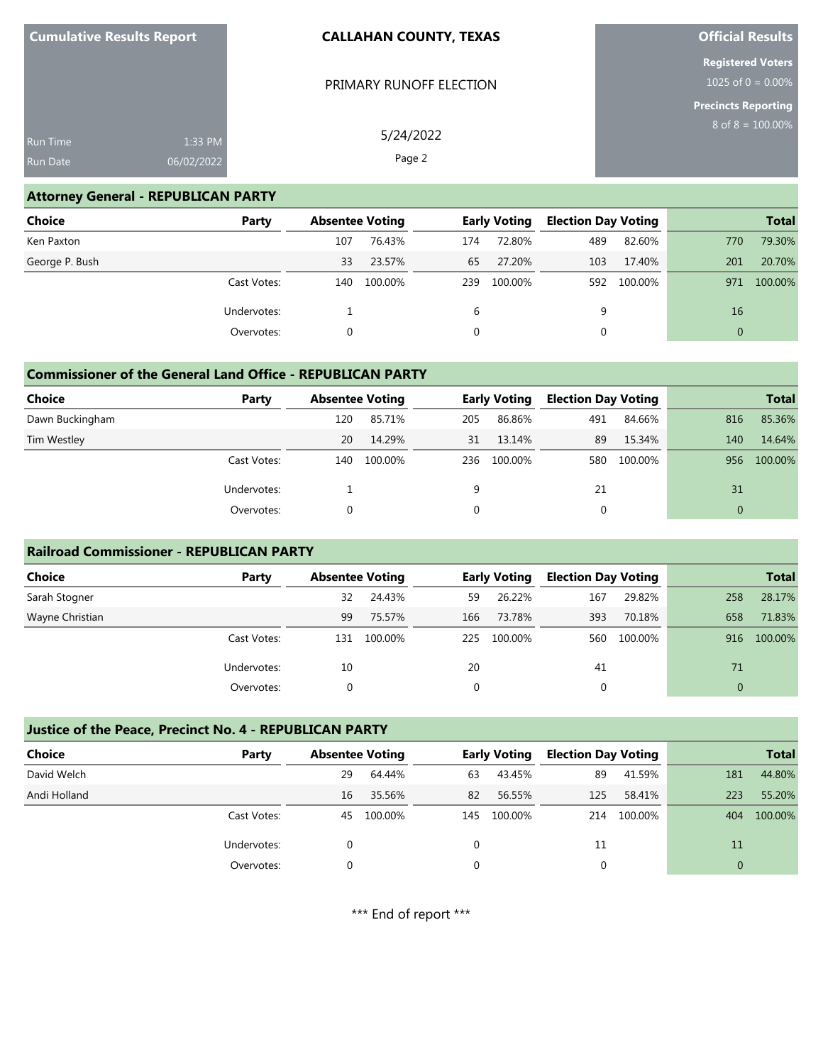**Cumulative Results Report**

Run Time 1:33 PM
Run Date 06/02/2022

**CALLAHAN COUNTY, TEXAS**

PRIMARY RUNOFF ELECTION

5/24/2022

**Official Results**

**Registered Voters**
1025 of 0 = 0.00%

**Precincts Reporting**
8 of 8 = 100.00%

## Attorney General - REPUBLICAN PARTY

| Choice | Party | Absentee Voting | | Early Voting | | Election Day Voting | | Total | |
|---|---|---|---|---|---|---|---|---|---|
| Ken Paxton | | 107 | 76.43% | 174 | 72.80% | 489 | 82.60% | 770 | 79.30% |
| George P. Bush | | 33 | 23.57% | 65 | 27.20% | 103 | 17.40% | 201 | 20.70% |
| | Cast Votes: | 140 | 100.00% | 239 | 100.00% | 592 | 100.00% | 971 | 100.00% |
| | Undervotes: | 1 | | 6 | | 9 | | 16 | |
| | Overvotes: | 0 | | 0 | | 0 | | 0 | |

## Commissioner of the General Land Office - REPUBLICAN PARTY

| Choice | Party | Absentee Voting | | Early Voting | | Election Day Voting | | Total | |
|---|---|---|---|---|---|---|---|---|---|
| Dawn Buckingham | | 120 | 85.71% | 205 | 86.86% | 491 | 84.66% | 816 | 85.36% |
| Tim Westley | | 20 | 14.29% | 31 | 13.14% | 89 | 15.34% | 140 | 14.64% |
| | Cast Votes: | 140 | 100.00% | 236 | 100.00% | 580 | 100.00% | 956 | 100.00% |
| | Undervotes: | 1 | | 9 | | 21 | | 31 | |
| | Overvotes: | 0 | | 0 | | 0 | | 0 | |

## Railroad Commissioner - REPUBLICAN PARTY

| Choice | Party | Absentee Voting | | Early Voting | | Election Day Voting | | Total | |
|---|---|---|---|---|---|---|---|---|---|
| Sarah Stogner | | 32 | 24.43% | 59 | 26.22% | 167 | 29.82% | 258 | 28.17% |
| Wayne Christian | | 99 | 75.57% | 166 | 73.78% | 393 | 70.18% | 658 | 71.83% |
| | Cast Votes: | 131 | 100.00% | 225 | 100.00% | 560 | 100.00% | 916 | 100.00% |
| | Undervotes: | 10 | | 20 | | 41 | | 71 | |
| | Overvotes: | 0 | | 0 | | 0 | | 0 | |

## Justice of the Peace, Precinct No. 4 - REPUBLICAN PARTY

| Choice | Party | Absentee Voting | | Early Voting | | Election Day Voting | | Total | |
|---|---|---|---|---|---|---|---|---|---|
| David Welch | | 29 | 64.44% | 63 | 43.45% | 89 | 41.59% | 181 | 44.80% |
| Andi Holland | | 16 | 35.56% | 82 | 56.55% | 125 | 58.41% | 223 | 55.20% |
| | Cast Votes: | 45 | 100.00% | 145 | 100.00% | 214 | 100.00% | 404 | 100.00% |
| | Undervotes: | 0 | | 0 | | 11 | | 11 | |
| | Overvotes: | 0 | | 0 | | 0 | | 0 | |

*** End of report ***